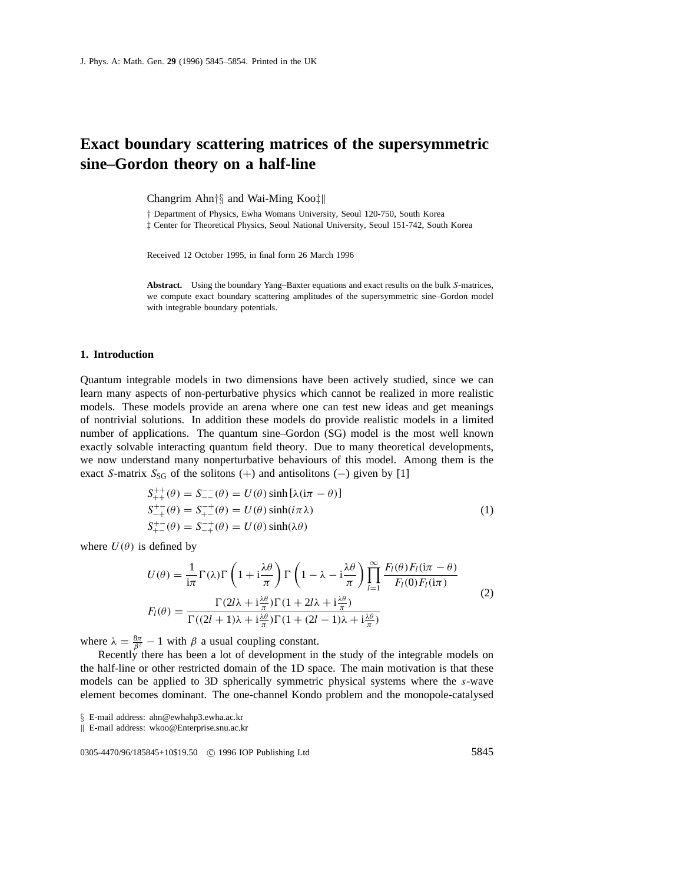# Exact boundary scattering matrices of the supersymmetric sine–Gordon theory on a half-line

Changrim Ahn†§ and Wai-Ming Koo‡‖

† Department of Physics, Ewha Womans University, Seoul 120-750, South Korea
‡ Center for Theoretical Physics, Seoul National University, Seoul 151-742, South Korea

Received 12 October 1995, in final form 26 March 1996

**Abstract.** Using the boundary Yang–Baxter equations and exact results on the bulk *S*-matrices, we compute exact boundary scattering amplitudes of the supersymmetric sine–Gordon model with integrable boundary potentials.

## 1. Introduction

Quantum integrable models in two dimensions have been actively studied, since we can learn many aspects of non-perturbative physics which cannot be realized in more realistic models. These models provide an arena where one can test new ideas and get meanings of nontrivial solutions. In addition these models do provide realistic models in a limited number of applications. The quantum sine–Gordon (SG) model is the most well known exactly solvable interacting quantum field theory. Due to many theoretical developments, we now understand many nonperturbative behaviours of this model. Among them is the exact *S*-matrix $S_{\mathrm{SG}}$ of the solitons (+) and antisolitons (−) given by [1]

$$
\begin{aligned}
S_{++}^{++}(\theta) &= S_{--}^{--}(\theta) = U(\theta)\sinh[\lambda(\mathrm{i}\pi-\theta)] \\
S_{-+}^{+-}(\theta) &= S_{+-}^{-+}(\theta) = U(\theta)\sinh(i\pi\lambda) \\
S_{+-}^{+-}(\theta) &= S_{-+}^{-+}(\theta) = U(\theta)\sinh(\lambda\theta)
\end{aligned}
\tag{1}
$$

where $U(\theta)$ is defined by

$$
\begin{aligned}
U(\theta) &= \frac{1}{\mathrm{i}\pi}\Gamma(\lambda)\Gamma\left(1+\mathrm{i}\frac{\lambda\theta}{\pi}\right)\Gamma\left(1-\lambda-\mathrm{i}\frac{\lambda\theta}{\pi}\right)\prod_{l=1}^{\infty}\frac{F_l(\theta)F_l(\mathrm{i}\pi-\theta)}{F_l(0)F_l(\mathrm{i}\pi)} \\
F_l(\theta) &= \frac{\Gamma(2l\lambda+\mathrm{i}\frac{\lambda\theta}{\pi})\Gamma(1+2l\lambda+\mathrm{i}\frac{\lambda\theta}{\pi})}{\Gamma((2l+1)\lambda+\mathrm{i}\frac{\lambda\theta}{\pi})\Gamma(1+(2l-1)\lambda+\mathrm{i}\frac{\lambda\theta}{\pi})}
\end{aligned}
\tag{2}
$$

where $\lambda = \frac{8\pi}{\beta^2} - 1$ with $\beta$ a usual coupling constant.

Recently there has been a lot of development in the study of the integrable models on the half-line or other restricted domain of the 1D space. The main motivation is that these models can be applied to 3D spherically symmetric physical systems where the *s*-wave element becomes dominant. The one-channel Kondo problem and the monopole-catalysed

§ E-mail address: ahn@ewhahp3.ewha.ac.kr
‖ E-mail address: wkoo@Enterprise.snu.ac.kr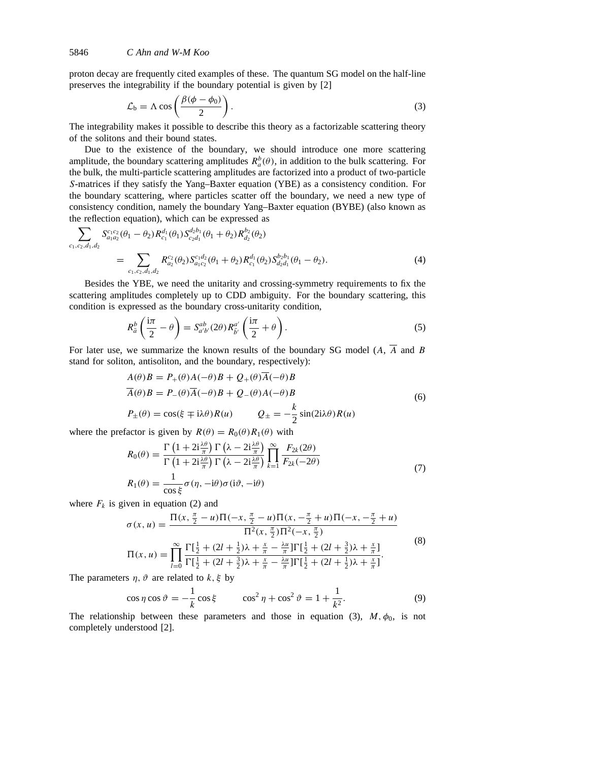proton decay are frequently cited examples of these. The quantum SG model on the half-line preserves the integrability if the boundary potential is given by [2]

$$\mathcal{L}_{\mathrm{b}} = \Lambda \cos\left(\frac{\beta(\phi - \phi_0)}{2}\right). \tag{3}$$

The integrability makes it possible to describe this theory as a factorizable scattering theory of the solitons and their bound states.

Due to the existence of the boundary, we should introduce one more scattering amplitude, the boundary scattering amplitudes $R_a^b(\theta)$, in addition to the bulk scattering. For the bulk, the multi-particle scattering amplitudes are factorized into a product of two-particle $S$-matrices if they satisfy the Yang–Baxter equation (YBE) as a consistency condition. For the boundary scattering, where particles scatter off the boundary, we need a new type of consistency condition, namely the boundary Yang–Baxter equation (BYBE) (also known as the reflection equation), which can be expressed as

$$\begin{aligned}\sum_{c_1,c_2,d_1,d_2} & S_{a_1a_2}^{c_1c_2}(\theta_1-\theta_2) R_{c_1}^{d_1}(\theta_1) S_{c_2d_1}^{d_2b_1}(\theta_1+\theta_2) R_{d_2}^{b_2}(\theta_2) \\ &= \sum_{c_1,c_2,d_1,d_2} R_{a_2}^{c_2}(\theta_2) S_{a_1c_2}^{c_1d_2}(\theta_1+\theta_2) R_{c_1}^{d_1}(\theta_2) S_{d_2d_1}^{b_2b_1}(\theta_1-\theta_2).\end{aligned} \tag{4}$$

Besides the YBE, we need the unitarity and crossing-symmetry requirements to fix the scattering amplitudes completely up to CDD ambiguity. For the boundary scattering, this condition is expressed as the boundary cross-unitarity condition,

$$R_{\bar{a}}^{b}\left(\frac{\mathrm{i}\pi}{2} - \theta\right) = S_{a'b'}^{ab}(2\theta) R_{\bar{b}'}^{a'}\left(\frac{\mathrm{i}\pi}{2} + \theta\right). \tag{5}$$

For later use, we summarize the known results of the boundary SG model ($A$, $\overline{A}$ and $B$ stand for soliton, antisoliton, and the boundary, respectively):

$$\begin{aligned} A(\theta)B &= P_+(\theta)A(-\theta)B + Q_+(\theta)\overline{A}(-\theta)B \\ \overline{A}(\theta)B &= P_-(\theta)\overline{A}(-\theta)B + Q_-(\theta)A(-\theta)B \\ P_\pm(\theta) &= \cos(\xi \mp \mathrm{i}\lambda\theta)R(u) \qquad Q_\pm = -\frac{k}{2}\sin(2\mathrm{i}\lambda\theta)R(u) \end{aligned} \tag{6}$$

where the prefactor is given by $R(\theta) = R_0(\theta)R_1(\theta)$ with

$$\begin{aligned} R_0(\theta) &= \frac{\Gamma\left(1+2\mathrm{i}\frac{\lambda\theta}{\pi}\right)\Gamma\left(\lambda-2\mathrm{i}\frac{\lambda\theta}{\pi}\right)}{\Gamma\left(1+2\mathrm{i}\frac{\lambda\theta}{\pi}\right)\Gamma\left(\lambda-2\mathrm{i}\frac{\lambda\theta}{\pi}\right)} \prod_{k=1}^{\infty} \frac{F_{2k}(2\theta)}{F_{2k}(-2\theta)} \\ R_1(\theta) &= \frac{1}{\cos\xi}\sigma(\eta, -\mathrm{i}\theta)\sigma(\mathrm{i}\vartheta, -\mathrm{i}\theta) \end{aligned} \tag{7}$$

where $F_k$ is given in equation (2) and

$$\begin{aligned} \sigma(x,u) &= \frac{\Pi(x,\frac{\pi}{2}-u)\Pi(-x,\frac{\pi}{2}-u)\Pi(x,-\frac{\pi}{2}+u)\Pi(-x,-\frac{\pi}{2}+u)}{\Pi^2(x,\frac{\pi}{2})\Pi^2(-x,\frac{\pi}{2})} \\ \Pi(x,u) &= \prod_{l=0}^{\infty} \frac{\Gamma[\frac{1}{2}+(2l+\frac{1}{2})\lambda+\frac{x}{\pi}-\frac{\lambda u}{\pi}]\Gamma[\frac{1}{2}+(2l+\frac{3}{2})\lambda+\frac{x}{\pi}]}{\Gamma[\frac{1}{2}+(2l+\frac{3}{2})\lambda+\frac{x}{\pi}-\frac{\lambda u}{\pi}]\Gamma[\frac{1}{2}+(2l+\frac{1}{2})\lambda+\frac{x}{\pi}]}. \end{aligned} \tag{8}$$

The parameters $\eta, \vartheta$ are related to $k, \xi$ by

$$\cos\eta\cos\vartheta = -\frac{1}{k}\cos\xi \qquad \cos^2\eta + \cos^2\vartheta = 1 + \frac{1}{k^2}. \tag{9}$$

The relationship between these parameters and those in equation (3), $M, \phi_0$, is not completely understood [2].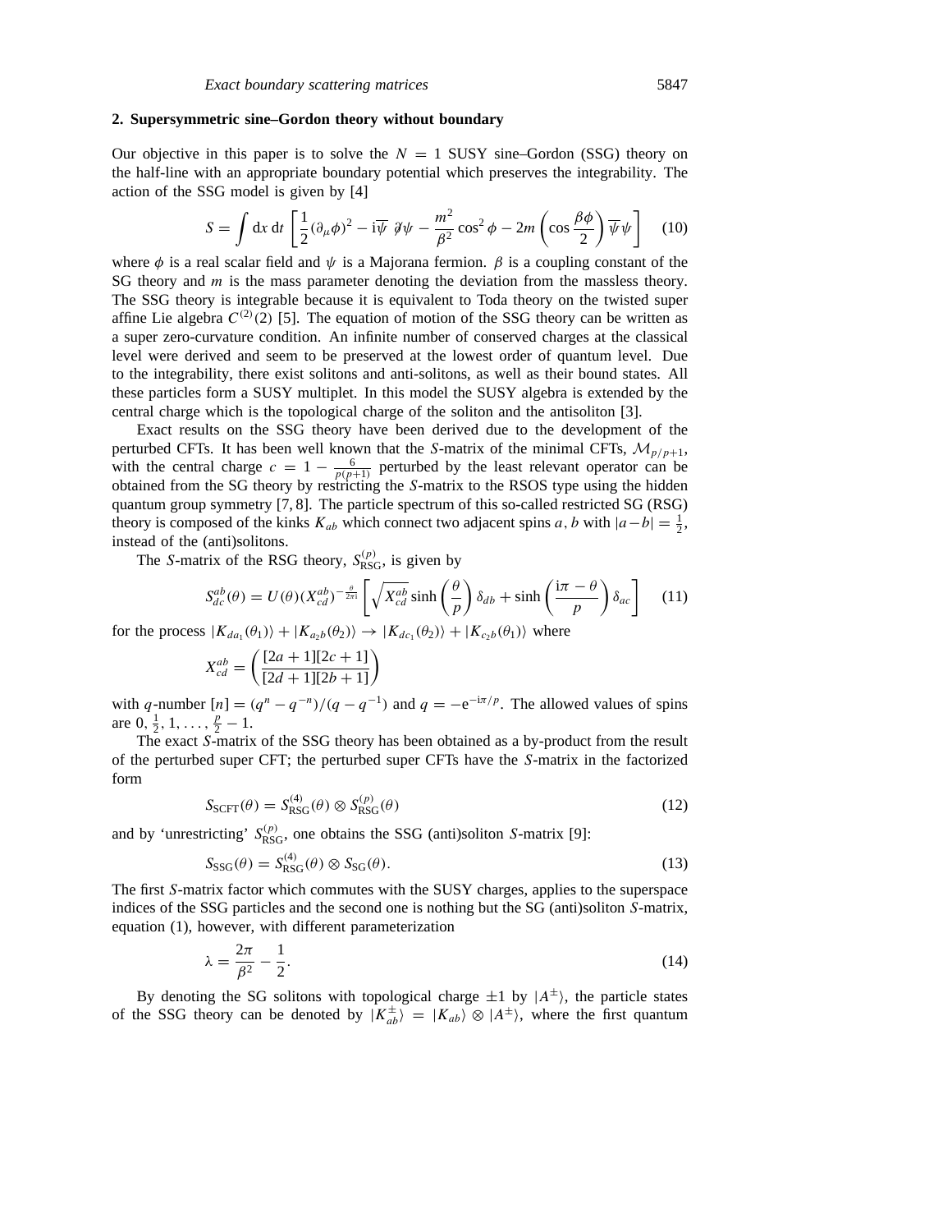## 2. Supersymmetric sine–Gordon theory without boundary

Our objective in this paper is to solve the $N = 1$ SUSY sine–Gordon (SSG) theory on the half-line with an appropriate boundary potential which preserves the integrability. The action of the SSG model is given by [4]

$$S = \int \mathrm{d}x\, \mathrm{d}t \left[ \frac{1}{2}(\partial_\mu \phi)^2 - \mathrm{i}\overline{\psi}\, \partial\!\!\!/ \psi - \frac{m^2}{\beta^2}\cos^2\phi - 2m\left(\cos\frac{\beta\phi}{2}\right)\overline{\psi}\psi \right] \tag{10}$$

where $\phi$ is a real scalar field and $\psi$ is a Majorana fermion. $\beta$ is a coupling constant of the SG theory and $m$ is the mass parameter denoting the deviation from the massless theory. The SSG theory is integrable because it is equivalent to Toda theory on the twisted super affine Lie algebra $C^{(2)}(2)$ [5]. The equation of motion of the SSG theory can be written as a super zero-curvature condition. An infinite number of conserved charges at the classical level were derived and seem to be preserved at the lowest order of quantum level. Due to the integrability, there exist solitons and anti-solitons, as well as their bound states. All these particles form a SUSY multiplet. In this model the SUSY algebra is extended by the central charge which is the topological charge of the soliton and the antisoliton [3].

Exact results on the SSG theory have been derived due to the development of the perturbed CFTs. It has been well known that the $S$-matrix of the minimal CFTs, $\mathcal{M}_{p/p+1}$, with the central charge $c = 1 - \frac{6}{p(p+1)}$ perturbed by the least relevant operator can be obtained from the SG theory by restricting the $S$-matrix to the RSOS type using the hidden quantum group symmetry [7, 8]. The particle spectrum of this so-called restricted SG (RSG) theory is composed of the kinks $K_{ab}$ which connect two adjacent spins $a, b$ with $|a-b| = \frac{1}{2}$, instead of the (anti)solitons.

The $S$-matrix of the RSG theory, $S^{(p)}_{\mathrm{RSG}}$, is given by

$$S^{ab}_{dc}(\theta) = U(\theta)\left(X^{ab}_{cd}\right)^{-\frac{\theta}{2\pi\mathrm{i}}}\left[\sqrt{X^{ab}_{cd}}\sinh\left(\frac{\theta}{p}\right)\delta_{db} + \sinh\left(\frac{\mathrm{i}\pi-\theta}{p}\right)\delta_{ac}\right] \tag{11}$$

for the process $|K_{da_1}(\theta_1)\rangle + |K_{a_2 b}(\theta_2)\rangle \to |K_{dc_1}(\theta_2)\rangle + |K_{c_2 b}(\theta_1)\rangle$ where

$$X^{ab}_{cd} = \left(\frac{[2a+1][2c+1]}{[2d+1][2b+1]}\right)$$

with $q$-number $[n] = (q^n - q^{-n})/(q - q^{-1})$ and $q = -\mathrm{e}^{-\mathrm{i}\pi/p}$. The allowed values of spins are $0, \frac{1}{2}, 1, \ldots, \frac{p}{2} - 1$.

The exact $S$-matrix of the SSG theory has been obtained as a by-product from the result of the perturbed super CFT; the perturbed super CFTs have the $S$-matrix in the factorized form

$$S_{\mathrm{SCFT}}(\theta) = S^{(4)}_{\mathrm{RSG}}(\theta) \otimes S^{(p)}_{\mathrm{RSG}}(\theta) \tag{12}$$

and by 'unrestricting' $S^{(p)}_{\mathrm{RSG}}$, one obtains the SSG (anti)soliton $S$-matrix [9]:

$$S_{\mathrm{SSG}}(\theta) = S^{(4)}_{\mathrm{RSG}}(\theta) \otimes S_{\mathrm{SG}}(\theta). \tag{13}$$

The first $S$-matrix factor which commutes with the SUSY charges, applies to the superspace indices of the SSG particles and the second one is nothing but the SG (anti)soliton $S$-matrix, equation (1), however, with different parameterization

$$\lambda = \frac{2\pi}{\beta^2} - \frac{1}{2}. \tag{14}$$

By denoting the SG solitons with topological charge $\pm 1$ by $|A^{\pm}\rangle$, the particle states of the SSG theory can be denoted by $|K^{\pm}_{ab}\rangle = |K_{ab}\rangle \otimes |A^{\pm}\rangle$, where the first quantum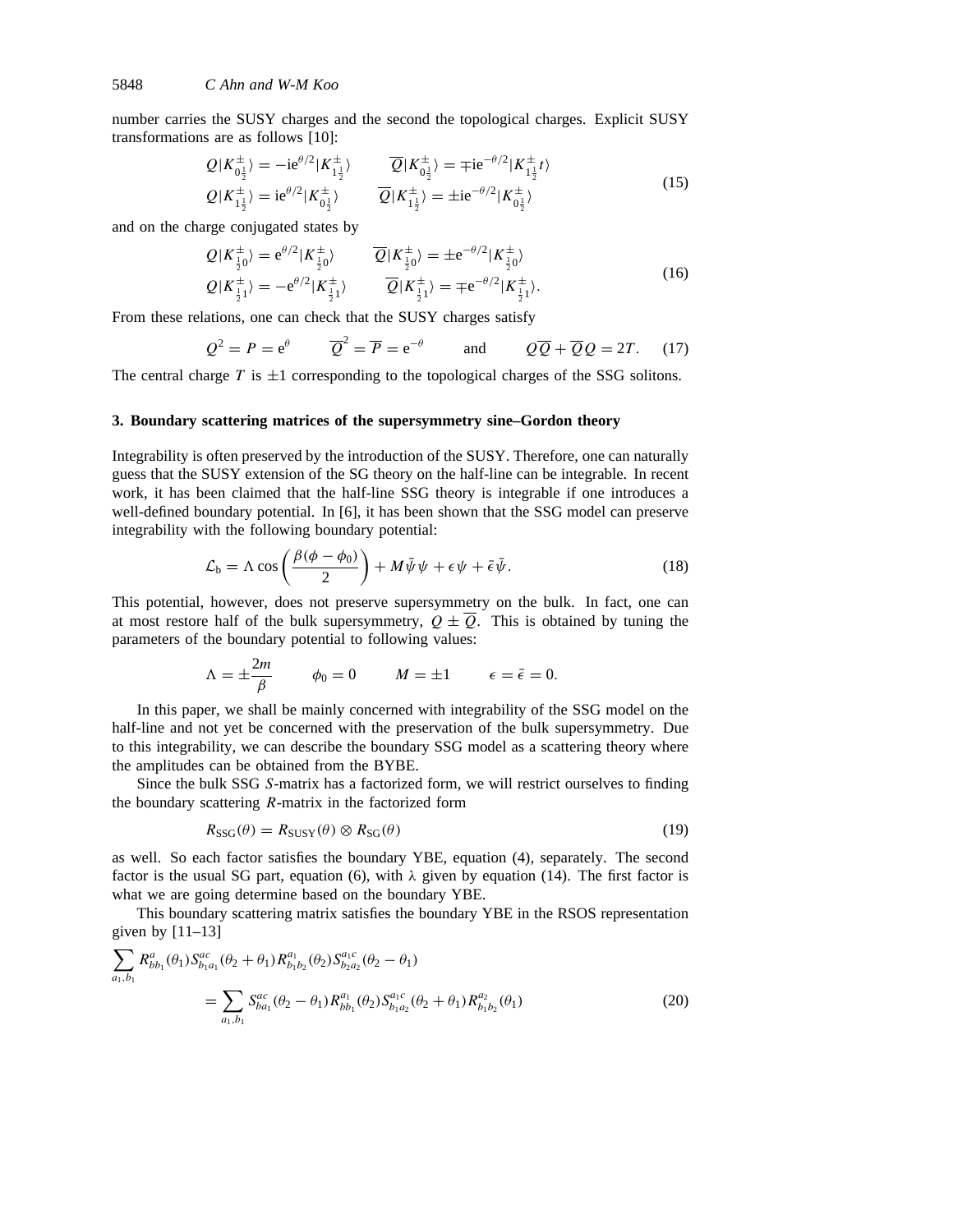number carries the SUSY charges and the second the topological charges. Explicit SUSY transformations are as follows [10]:

$$
\begin{aligned}
Q|K^{\pm}_{0\frac{1}{2}}\rangle &= -\mathrm{i}\mathrm{e}^{\theta/2}|K^{\pm}_{1\frac{1}{2}}\rangle \qquad & \overline{Q}|K^{\pm}_{0\frac{1}{2}}\rangle &= \mp\mathrm{i}\mathrm{e}^{-\theta/2}|K^{\pm}_{1\frac{1}{2}}t\rangle \\
Q|K^{\pm}_{1\frac{1}{2}}\rangle &= \mathrm{i}\mathrm{e}^{\theta/2}|K^{\pm}_{0\frac{1}{2}}\rangle \qquad & \overline{Q}|K^{\pm}_{1\frac{1}{2}}\rangle &= \pm\mathrm{i}\mathrm{e}^{-\theta/2}|K^{\pm}_{0\frac{1}{2}}\rangle
\end{aligned}
\tag{15}
$$

and on the charge conjugated states by

$$
\begin{aligned}
Q|K^{\pm}_{\frac{1}{2}0}\rangle &= \mathrm{e}^{\theta/2}|K^{\pm}_{\frac{1}{2}0}\rangle \qquad & \overline{Q}|K^{\pm}_{\frac{1}{2}0}\rangle &= \pm\mathrm{e}^{-\theta/2}|K^{\pm}_{\frac{1}{2}0}\rangle \\
Q|K^{\pm}_{\frac{1}{2}1}\rangle &= -\mathrm{e}^{\theta/2}|K^{\pm}_{\frac{1}{2}1}\rangle \qquad & \overline{Q}|K^{\pm}_{\frac{1}{2}1}\rangle &= \mp\mathrm{e}^{-\theta/2}|K^{\pm}_{\frac{1}{2}1}\rangle.
\end{aligned}
\tag{16}
$$

From these relations, one can check that the SUSY charges satisfy

$$
Q^2 = P = \mathrm{e}^{\theta} \qquad \overline{Q}^2 = \overline{P} = \mathrm{e}^{-\theta} \qquad \text{and} \qquad Q\overline{Q} + \overline{Q}Q = 2T. \tag{17}
$$

The central charge $T$ is $\pm 1$ corresponding to the topological charges of the SSG solitons.

## 3. Boundary scattering matrices of the supersymmetry sine–Gordon theory

Integrability is often preserved by the introduction of the SUSY. Therefore, one can naturally guess that the SUSY extension of the SG theory on the half-line can be integrable. In recent work, it has been claimed that the half-line SSG theory is integrable if one introduces a well-defined boundary potential. In [6], it has been shown that the SSG model can preserve integrability with the following boundary potential:

$$
\mathcal{L}_{\mathrm{b}} = \Lambda \cos\left(\frac{\beta(\phi - \phi_0)}{2}\right) + M\bar{\psi}\psi + \epsilon\psi + \bar{\epsilon}\bar{\psi}. \tag{18}
$$

This potential, however, does not preserve supersymmetry on the bulk. In fact, one can at most restore half of the bulk supersymmetry, $Q \pm \overline{Q}$. This is obtained by tuning the parameters of the boundary potential to following values:

$$
\Lambda = \pm\frac{2m}{\beta} \qquad \phi_0 = 0 \qquad M = \pm 1 \qquad \epsilon = \bar{\epsilon} = 0.
$$

In this paper, we shall be mainly concerned with integrability of the SSG model on the half-line and not yet be concerned with the preservation of the bulk supersymmetry. Due to this integrability, we can describe the boundary SSG model as a scattering theory where the amplitudes can be obtained from the BYBE.

Since the bulk SSG $S$-matrix has a factorized form, we will restrict ourselves to finding the boundary scattering $R$-matrix in the factorized form

$$
R_{\mathrm{SSG}}(\theta) = R_{\mathrm{SUSY}}(\theta) \otimes R_{\mathrm{SG}}(\theta) \tag{19}
$$

as well. So each factor satisfies the boundary YBE, equation (4), separately. The second factor is the usual SG part, equation (6), with $\lambda$ given by equation (14). The first factor is what we are going determine based on the boundary YBE.

This boundary scattering matrix satisfies the boundary YBE in the RSOS representation given by [11–13]

$$
\begin{aligned}
\sum_{a_1,b_1} & R^{a}_{bb_1}(\theta_1) S^{ac}_{b_1a_1}(\theta_2+\theta_1) R^{a_1}_{b_1b_2}(\theta_2) S^{a_1c}_{b_2a_2}(\theta_2-\theta_1) \\
&= \sum_{a_1,b_1} S^{ac}_{ba_1}(\theta_2-\theta_1) R^{a_1}_{bb_1}(\theta_2) S^{a_1c}_{b_1a_2}(\theta_2+\theta_1) R^{a_2}_{b_1b_2}(\theta_1)
\end{aligned}
\tag{20}
$$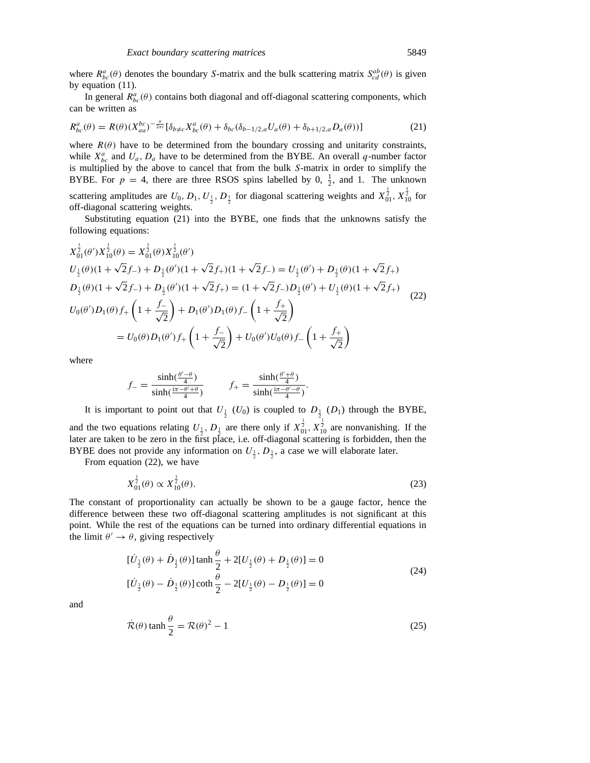where $R^a_{bc}(\theta)$ denotes the boundary $S$-matrix and the bulk scattering matrix $S^{ab}_{cd}(\theta)$ is given by equation (11).

In general $R^a_{bc}(\theta)$ contains both diagonal and off-diagonal scattering components, which can be written as

$$R^a_{bc}(\theta) = R(\theta)(X^{bc}_{aa})^{-\frac{\theta}{2\pi i}}[\delta_{b\neq c}X^a_{bc}(\theta) + \delta_{bc}(\delta_{b-1/2,a}U_a(\theta) + \delta_{b+1/2,a}D_a(\theta))] \tag{21}$$

where $R(\theta)$ have to be determined from the boundary crossing and unitarity constraints, while $X^a_{bc}$ and $U_a$, $D_a$ have to be determined from the BYBE. An overall $q$-number factor is multiplied by the above to cancel that from the bulk $S$-matrix in order to simplify the BYBE. For $p = 4$, there are three RSOS spins labelled by 0, $\frac{1}{2}$, and 1. The unknown scattering amplitudes are $U_0, D_1, U_{\frac{1}{2}}, D_{\frac{1}{2}}$ for diagonal scattering weights and $X^{\frac{1}{2}}_{01}, X^{\frac{1}{2}}_{10}$ for off-diagonal scattering weights.

Substituting equation (21) into the BYBE, one finds that the unknowns satisfy the following equations:

$$\begin{aligned}
&X^{\frac{1}{2}}_{01}(\theta')X^{\frac{1}{2}}_{10}(\theta) = X^{\frac{1}{2}}_{01}(\theta)X^{\frac{1}{2}}_{10}(\theta') \\
&U_{\frac{1}{2}}(\theta)(1+\sqrt{2}f_-) + D_{\frac{1}{2}}(\theta')(1+\sqrt{2}f_+)(1+\sqrt{2}f_-) = U_{\frac{1}{2}}(\theta') + D_{\frac{1}{2}}(\theta)(1+\sqrt{2}f_+) \\
&D_{\frac{1}{2}}(\theta)(1+\sqrt{2}f_-) + D_{\frac{1}{2}}(\theta')(1+\sqrt{2}f_+) = (1+\sqrt{2}f_-)D_{\frac{1}{2}}(\theta') + U_{\frac{1}{2}}(\theta)(1+\sqrt{2}f_+) \\
&U_0(\theta')D_1(\theta)f_+\left(1+\frac{f_-}{\sqrt{2}}\right) + D_1(\theta')D_1(\theta)f_-\left(1+\frac{f_+}{\sqrt{2}}\right) \\
&\qquad = U_0(\theta)D_1(\theta')f_+\left(1+\frac{f_-}{\sqrt{2}}\right) + U_0(\theta')U_0(\theta)f_-\left(1+\frac{f_+}{\sqrt{2}}\right)
\end{aligned} \tag{22}$$

where

$$f_- = \frac{\sinh(\frac{\theta'-\theta}{4})}{\sinh(\frac{i\pi-\theta'+\theta}{4})} \qquad f_+ = \frac{\sinh(\frac{\theta'+\theta}{4})}{\sinh(\frac{i\pi-\theta'-\theta}{4})}.$$

It is important to point out that $U_{\frac{1}{2}}$ ($U_0$) is coupled to $D_{\frac{1}{2}}$ ($D_1$) through the BYBE, and the two equations relating $U_{\frac{1}{2}}, D_{\frac{1}{2}}$ are there only if $X^{\frac{1}{2}}_{01}, X^{\frac{1}{2}}_{10}$ are nonvanishing. If the later are taken to be zero in the first place, i.e. off-diagonal scattering is forbidden, then the BYBE does not provide any information on $U_{\frac{1}{2}}, D_{\frac{1}{2}}$, a case we will elaborate later.

From equation (22), we have

$$X^{\frac{1}{2}}_{01}(\theta) \propto X^{\frac{1}{2}}_{10}(\theta). \tag{23}$$

The constant of proportionality can actually be shown to be a gauge factor, hence the difference between these two off-diagonal scattering amplitudes is not significant at this point. While the rest of the equations can be turned into ordinary differential equations in the limit $\theta' \to \theta$, giving respectively

$$\begin{aligned}
&[\dot{U}_{\frac{1}{2}}(\theta) + \dot{D}_{\frac{1}{2}}(\theta)]\tanh\frac{\theta}{2} + 2[U_{\frac{1}{2}}(\theta) + D_{\frac{1}{2}}(\theta)] = 0 \\
&[\dot{U}_{\frac{1}{2}}(\theta) - \dot{D}_{\frac{1}{2}}(\theta)]\coth\frac{\theta}{2} - 2[U_{\frac{1}{2}}(\theta) - D_{\frac{1}{2}}(\theta)] = 0
\end{aligned} \tag{24}$$

and

$$\dot{\mathcal{R}}(\theta)\tanh\frac{\theta}{2} = \mathcal{R}(\theta)^2 - 1 \tag{25}$$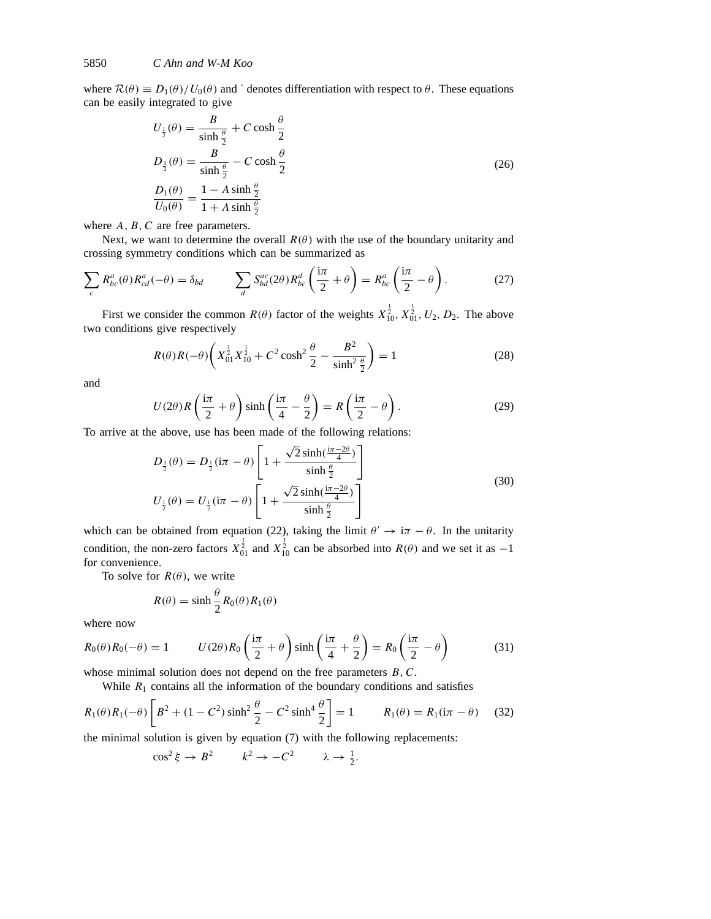where $\mathcal{R}(\theta) \equiv D_1(\theta)/U_0(\theta)$ and $\dot{}$ denotes differentiation with respect to $\theta$. These equations can be easily integrated to give

$$
\begin{aligned}
U_{\frac{1}{2}}(\theta) &= \frac{B}{\sinh\frac{\theta}{2}} + C\cosh\frac{\theta}{2} \\
D_{\frac{1}{2}}(\theta) &= \frac{B}{\sinh\frac{\theta}{2}} - C\cosh\frac{\theta}{2} \\
\frac{D_1(\theta)}{U_0(\theta)} &= \frac{1 - A\sinh\frac{\theta}{2}}{1 + A\sinh\frac{\theta}{2}}
\end{aligned}
\tag{26}
$$

where $A, B, C$ are free parameters.

Next, we want to determine the overall $R(\theta)$ with the use of the boundary unitarity and crossing symmetry conditions which can be summarized as

$$
\sum_c R^a_{bc}(\theta) R^a_{cd}(-\theta) = \delta_{bd} \qquad \sum_d S^{ac}_{bd}(2\theta) R^d_{bc}\left(\frac{\mathrm{i}\pi}{2} + \theta\right) = R^a_{bc}\left(\frac{\mathrm{i}\pi}{2} - \theta\right). \tag{27}
$$

First we consider the common $R(\theta)$ factor of the weights $X^{\frac{1}{2}}_{10}, X^{\frac{1}{2}}_{01}, U_2, D_2$. The above two conditions give respectively

$$
R(\theta)R(-\theta)\left(X^{\frac{1}{2}}_{01}X^{\frac{1}{2}}_{10} + C^2\cosh^2\frac{\theta}{2} - \frac{B^2}{\sinh^2\frac{\theta}{2}}\right) = 1 \tag{28}
$$

and

$$
U(2\theta)R\left(\frac{\mathrm{i}\pi}{2} + \theta\right)\sinh\left(\frac{\mathrm{i}\pi}{4} - \frac{\theta}{2}\right) = R\left(\frac{\mathrm{i}\pi}{2} - \theta\right). \tag{29}
$$

To arrive at the above, use has been made of the following relations:

$$
\begin{aligned}
D_{\frac{1}{2}}(\theta) &= D_{\frac{1}{2}}(\mathrm{i}\pi - \theta)\left[1 + \frac{\sqrt{2}\sinh(\frac{\mathrm{i}\pi - 2\theta}{4})}{\sinh\frac{\theta}{2}}\right] \\
U_{\frac{1}{2}}(\theta) &= U_{\frac{1}{2}}(\mathrm{i}\pi - \theta)\left[1 + \frac{\sqrt{2}\sinh(\frac{\mathrm{i}\pi - 2\theta}{4})}{\sinh\frac{\theta}{2}}\right]
\end{aligned}
\tag{30}
$$

which can be obtained from equation (22), taking the limit $\theta' \to \mathrm{i}\pi - \theta$. In the unitarity condition, the non-zero factors $X^{\frac{1}{2}}_{01}$ and $X^{\frac{1}{2}}_{10}$ can be absorbed into $R(\theta)$ and we set it as $-1$ for convenience.

To solve for $R(\theta)$, we write

$$
R(\theta) = \sinh\frac{\theta}{2} R_0(\theta) R_1(\theta)
$$

where now

$$
R_0(\theta)R_0(-\theta) = 1 \qquad U(2\theta)R_0\left(\frac{\mathrm{i}\pi}{2} + \theta\right)\sinh\left(\frac{\mathrm{i}\pi}{4} + \frac{\theta}{2}\right) = R_0\left(\frac{\mathrm{i}\pi}{2} - \theta\right) \tag{31}
$$

whose minimal solution does not depend on the free parameters $B, C$.

While $R_1$ contains all the information of the boundary conditions and satisfies

$$
R_1(\theta)R_1(-\theta)\left[B^2 + (1 - C^2)\sinh^2\frac{\theta}{2} - C^2\sinh^4\frac{\theta}{2}\right] = 1 \qquad R_1(\theta) = R_1(\mathrm{i}\pi - \theta) \tag{32}
$$

the minimal solution is given by equation (7) with the following replacements:

$$
\cos^2\xi \to B^2 \qquad k^2 \to -C^2 \qquad \lambda \to \tfrac{1}{2}.
$$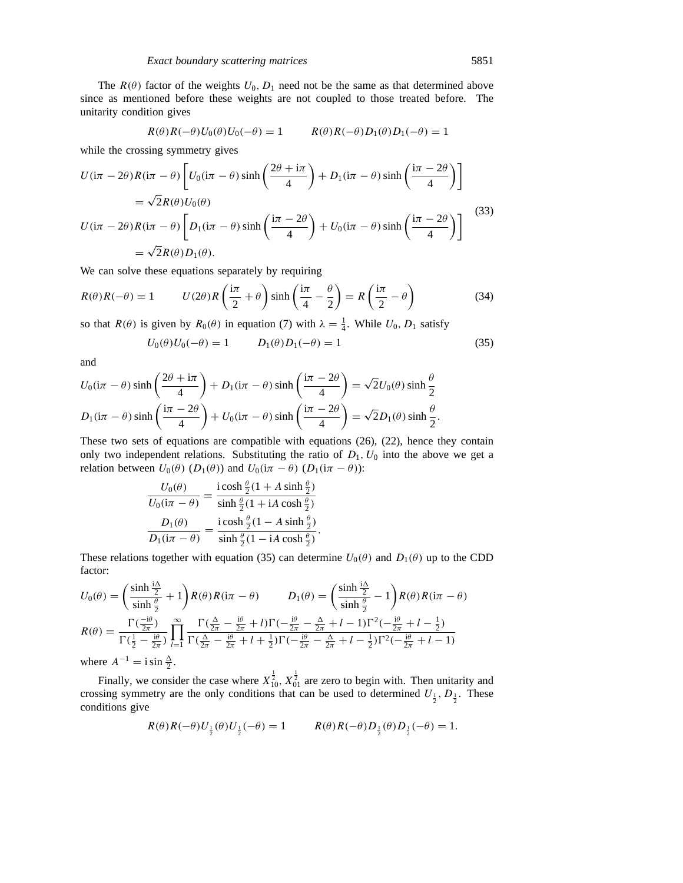The $R(\theta)$ factor of the weights $U_0$, $D_1$ need not be the same as that determined above since as mentioned before these weights are not coupled to those treated before. The unitarity condition gives

$$R(\theta)R(-\theta)U_0(\theta)U_0(-\theta) = 1 \qquad R(\theta)R(-\theta)D_1(\theta)D_1(-\theta) = 1$$

while the crossing symmetry gives

$$\begin{aligned}
&U(\mathrm{i}\pi - 2\theta)R(\mathrm{i}\pi - \theta)\left[U_0(\mathrm{i}\pi - \theta)\sinh\left(\frac{2\theta + \mathrm{i}\pi}{4}\right) + D_1(\mathrm{i}\pi - \theta)\sinh\left(\frac{\mathrm{i}\pi - 2\theta}{4}\right)\right] \\
&\quad = \sqrt{2}R(\theta)U_0(\theta) \\
&U(\mathrm{i}\pi - 2\theta)R(\mathrm{i}\pi - \theta)\left[D_1(\mathrm{i}\pi - \theta)\sinh\left(\frac{\mathrm{i}\pi - 2\theta}{4}\right) + U_0(\mathrm{i}\pi - \theta)\sinh\left(\frac{\mathrm{i}\pi - 2\theta}{4}\right)\right] \\
&\quad = \sqrt{2}R(\theta)D_1(\theta).
\end{aligned} \tag{33}$$

We can solve these equations separately by requiring

$$R(\theta)R(-\theta) = 1 \qquad U(2\theta)R\left(\frac{\mathrm{i}\pi}{2} + \theta\right)\sinh\left(\frac{\mathrm{i}\pi}{4} - \frac{\theta}{2}\right) = R\left(\frac{\mathrm{i}\pi}{2} - \theta\right) \tag{34}$$

so that $R(\theta)$ is given by $R_0(\theta)$ in equation (7) with $\lambda = \frac{1}{4}$. While $U_0$, $D_1$ satisfy

$$U_0(\theta)U_0(-\theta) = 1 \qquad D_1(\theta)D_1(-\theta) = 1 \tag{35}$$

and

$$\begin{aligned}
&U_0(\mathrm{i}\pi - \theta)\sinh\left(\frac{2\theta + \mathrm{i}\pi}{4}\right) + D_1(\mathrm{i}\pi - \theta)\sinh\left(\frac{\mathrm{i}\pi - 2\theta}{4}\right) = \sqrt{2}U_0(\theta)\sinh\frac{\theta}{2} \\
&D_1(\mathrm{i}\pi - \theta)\sinh\left(\frac{\mathrm{i}\pi - 2\theta}{4}\right) + U_0(\mathrm{i}\pi - \theta)\sinh\left(\frac{\mathrm{i}\pi - 2\theta}{4}\right) = \sqrt{2}D_1(\theta)\sinh\frac{\theta}{2}.
\end{aligned}$$

These two sets of equations are compatible with equations (26), (22), hence they contain only two independent relations. Substituting the ratio of $D_1$, $U_0$ into the above we get a relation between $U_0(\theta)$ ($D_1(\theta)$) and $U_0(\mathrm{i}\pi - \theta)$ ($D_1(\mathrm{i}\pi - \theta)$):

$$\begin{aligned}
\frac{U_0(\theta)}{U_0(\mathrm{i}\pi - \theta)} &= \frac{\mathrm{i}\cosh\frac{\theta}{2}(1 + A\sinh\frac{\theta}{2})}{\sinh\frac{\theta}{2}(1 + \mathrm{i}A\cosh\frac{\theta}{2})} \\
\frac{D_1(\theta)}{D_1(\mathrm{i}\pi - \theta)} &= \frac{\mathrm{i}\cosh\frac{\theta}{2}(1 - A\sinh\frac{\theta}{2})}{\sinh\frac{\theta}{2}(1 - \mathrm{i}A\cosh\frac{\theta}{2})}.
\end{aligned}$$

These relations together with equation (35) can determine $U_0(\theta)$ and $D_1(\theta)$ up to the CDD factor:

$$\begin{aligned}
&U_0(\theta) = \left(\frac{\sinh\frac{\mathrm{i}\Delta}{2}}{\sinh\frac{\theta}{2}} + 1\right)R(\theta)R(\mathrm{i}\pi - \theta) \qquad D_1(\theta) = \left(\frac{\sinh\frac{\mathrm{i}\Delta}{2}}{\sinh\frac{\theta}{2}} - 1\right)R(\theta)R(\mathrm{i}\pi - \theta) \\
&R(\theta) = \frac{\Gamma(\frac{-\mathrm{i}\theta}{2\pi})}{\Gamma(\frac{1}{2} - \frac{\mathrm{i}\theta}{2\pi})}\prod_{l=1}^{\infty}\frac{\Gamma(\frac{\Delta}{2\pi} - \frac{\mathrm{i}\theta}{2\pi} + l)\Gamma(-\frac{\mathrm{i}\theta}{2\pi} - \frac{\Delta}{2\pi} + l - 1)\Gamma^2(-\frac{\mathrm{i}\theta}{2\pi} + l - \frac{1}{2})}{\Gamma(\frac{\Delta}{2\pi} - \frac{\mathrm{i}\theta}{2\pi} + l + \frac{1}{2})\Gamma(-\frac{\mathrm{i}\theta}{2\pi} - \frac{\Delta}{2\pi} + l - \frac{1}{2})\Gamma^2(-\frac{\mathrm{i}\theta}{2\pi} + l - 1)}
\end{aligned}$$

where $A^{-1} = \mathrm{i}\sin\frac{\Delta}{2}$.

Finally, we consider the case where $X_{10}^{\frac{1}{2}}$, $X_{01}^{\frac{1}{2}}$ are zero to begin with. Then unitarity and crossing symmetry are the only conditions that can be used to determined $U_{\frac{1}{2}}$, $D_{\frac{1}{2}}$. These conditions give

$$R(\theta)R(-\theta)U_{\frac{1}{2}}(\theta)U_{\frac{1}{2}}(-\theta) = 1 \qquad R(\theta)R(-\theta)D_{\frac{1}{2}}(\theta)D_{\frac{1}{2}}(-\theta) = 1.$$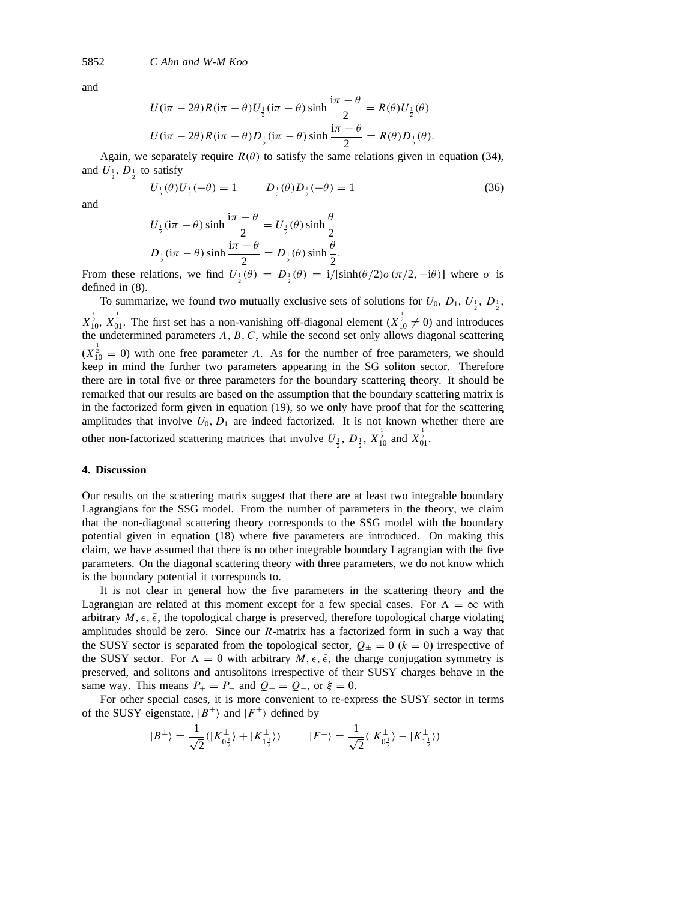and

$$U(\mathrm{i}\pi - 2\theta)R(\mathrm{i}\pi - \theta)U_{\frac{1}{2}}(\mathrm{i}\pi - \theta)\sinh\frac{\mathrm{i}\pi - \theta}{2} = R(\theta)U_{\frac{1}{2}}(\theta)$$

$$U(\mathrm{i}\pi - 2\theta)R(\mathrm{i}\pi - \theta)D_{\frac{1}{2}}(\mathrm{i}\pi - \theta)\sinh\frac{\mathrm{i}\pi - \theta}{2} = R(\theta)D_{\frac{1}{2}}(\theta).$$

Again, we separately require $R(\theta)$ to satisfy the same relations given in equation (34), and $U_{\frac{1}{2}}$, $D_{\frac{1}{2}}$ to satisfy

$$U_{\frac{1}{2}}(\theta)U_{\frac{1}{2}}(-\theta) = 1 \qquad D_{\frac{1}{2}}(\theta)D_{\frac{1}{2}}(-\theta) = 1 \tag{36}$$

and

$$U_{\frac{1}{2}}(\mathrm{i}\pi - \theta)\sinh\frac{\mathrm{i}\pi - \theta}{2} = U_{\frac{1}{2}}(\theta)\sinh\frac{\theta}{2}$$

$$D_{\frac{1}{2}}(\mathrm{i}\pi - \theta)\sinh\frac{\mathrm{i}\pi - \theta}{2} = D_{\frac{1}{2}}(\theta)\sinh\frac{\theta}{2}.$$

From these relations, we find $U_{\frac{1}{2}}(\theta) = D_{\frac{1}{2}}(\theta) = \mathrm{i}/[\sinh(\theta/2)\sigma(\pi/2, -\mathrm{i}\theta)]$ where $\sigma$ is defined in (8).

To summarize, we found two mutually exclusive sets of solutions for $U_0$, $D_1$, $U_{\frac{1}{2}}$, $D_{\frac{1}{2}}$, $X_{10}^{\frac{1}{2}}$, $X_{01}^{\frac{1}{2}}$. The first set has a non-vanishing off-diagonal element ($X_{10}^{\frac{1}{2}} \neq 0$) and introduces the undetermined parameters $A$, $B$, $C$, while the second set only allows diagonal scattering ($X_{10}^{\frac{1}{2}} = 0$) with one free parameter $A$. As for the number of free parameters, we should keep in mind the further two parameters appearing in the SG soliton sector. Therefore there are in total five or three parameters for the boundary scattering theory. It should be remarked that our results are based on the assumption that the boundary scattering matrix is in the factorized form given in equation (19), so we only have proof that for the scattering amplitudes that involve $U_0$, $D_1$ are indeed factorized. It is not known whether there are other non-factorized scattering matrices that involve $U_{\frac{1}{2}}$, $D_{\frac{1}{2}}$, $X_{10}^{\frac{1}{2}}$ and $X_{01}^{\frac{1}{2}}$.

## 4. Discussion

Our results on the scattering matrix suggest that there are at least two integrable boundary Lagrangians for the SSG model. From the number of parameters in the theory, we claim that the non-diagonal scattering theory corresponds to the SSG model with the boundary potential given in equation (18) where five parameters are introduced. On making this claim, we have assumed that there is no other integrable boundary Lagrangian with the five parameters. On the diagonal scattering theory with three parameters, we do not know which is the boundary potential it corresponds to.

It is not clear in general how the five parameters in the scattering theory and the Lagrangian are related at this moment except for a few special cases. For $\Lambda = \infty$ with arbitrary $M, \epsilon, \bar{\epsilon}$, the topological charge is preserved, therefore topological charge violating amplitudes should be zero. Since our $R$-matrix has a factorized form in such a way that the SUSY sector is separated from the topological sector, $Q_{\pm} = 0$ ($k = 0$) irrespective of the SUSY sector. For $\Lambda = 0$ with arbitrary $M, \epsilon, \bar{\epsilon}$, the charge conjugation symmetry is preserved, and solitons and antisolitons irrespective of their SUSY charges behave in the same way. This means $P_+ = P_-$ and $Q_+ = Q_-$, or $\xi = 0$.

For other special cases, it is more convenient to re-express the SUSY sector in terms of the SUSY eigenstate, $|B^{\pm}\rangle$ and $|F^{\pm}\rangle$ defined by

$$|B^{\pm}\rangle = \frac{1}{\sqrt{2}}(|K^{\pm}_{0\frac{1}{2}}\rangle + |K^{\pm}_{1\frac{1}{2}}\rangle) \qquad |F^{\pm}\rangle = \frac{1}{\sqrt{2}}(|K^{\pm}_{0\frac{1}{2}}\rangle - |K^{\pm}_{1\frac{1}{2}}\rangle)$$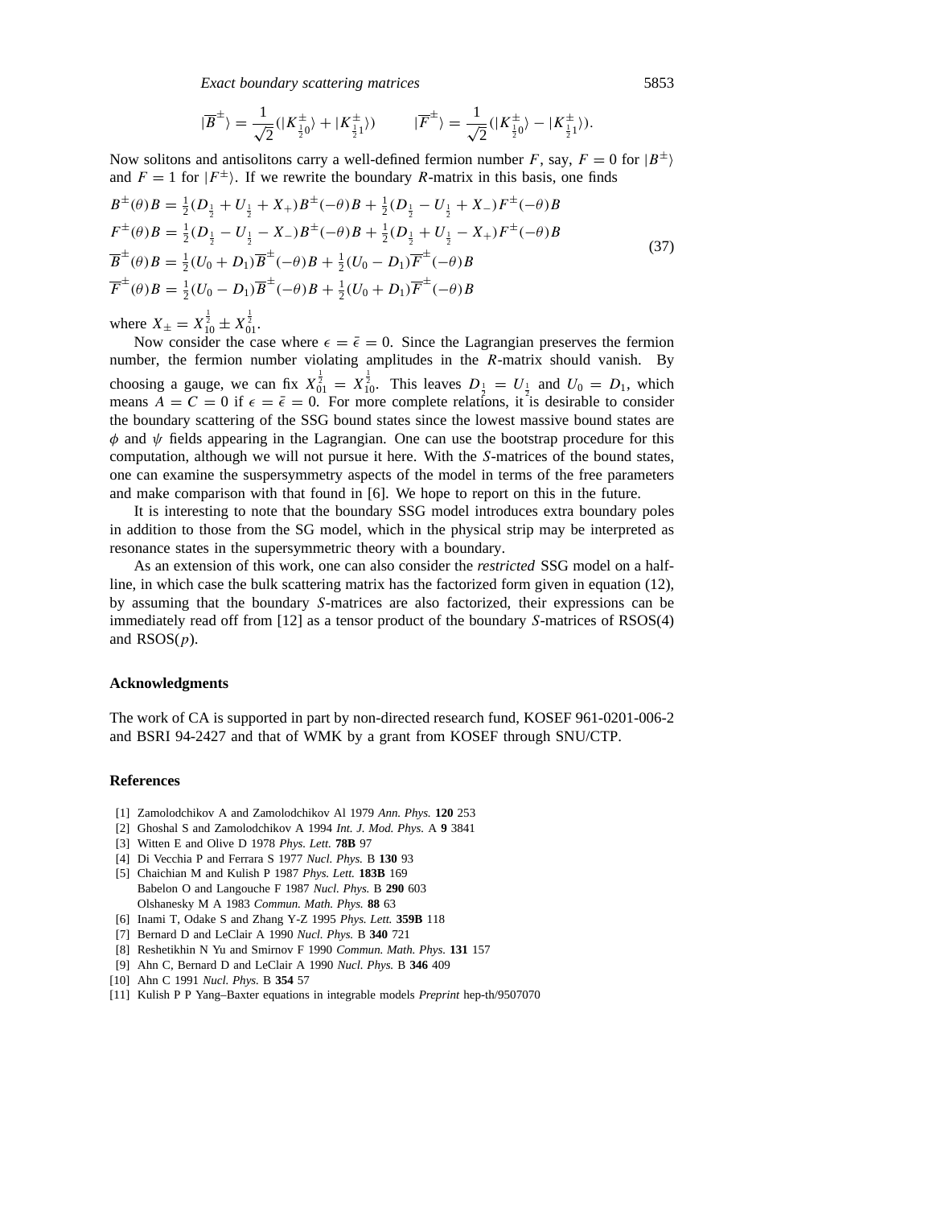$$|\overline{B}^{\pm}\rangle = \frac{1}{\sqrt{2}}(|K^{\pm}_{\frac{1}{2}0}\rangle + |K^{\pm}_{\frac{1}{2}1}\rangle) \qquad |\overline{F}^{\pm}\rangle = \frac{1}{\sqrt{2}}(|K^{\pm}_{\frac{1}{2}0}\rangle - |K^{\pm}_{\frac{1}{2}1}\rangle).$$

Now solitons and antisolitons carry a well-defined fermion number $F$, say, $F = 0$ for $|B^{\pm}\rangle$ and $F = 1$ for $|F^{\pm}\rangle$. If we rewrite the boundary $R$-matrix in this basis, one finds

$$\begin{aligned}
B^{\pm}(\theta)B &= \tfrac{1}{2}(D_{\frac{1}{2}} + U_{\frac{1}{2}} + X_{+})B^{\pm}(-\theta)B + \tfrac{1}{2}(D_{\frac{1}{2}} - U_{\frac{1}{2}} + X_{-})F^{\pm}(-\theta)B \\
F^{\pm}(\theta)B &= \tfrac{1}{2}(D_{\frac{1}{2}} - U_{\frac{1}{2}} - X_{-})B^{\pm}(-\theta)B + \tfrac{1}{2}(D_{\frac{1}{2}} + U_{\frac{1}{2}} - X_{+})F^{\pm}(-\theta)B \\
\overline{B}^{\pm}(\theta)B &= \tfrac{1}{2}(U_0 + D_1)\overline{B}^{\pm}(-\theta)B + \tfrac{1}{2}(U_0 - D_1)\overline{F}^{\pm}(-\theta)B \\
\overline{F}^{\pm}(\theta)B &= \tfrac{1}{2}(U_0 - D_1)\overline{B}^{\pm}(-\theta)B + \tfrac{1}{2}(U_0 + D_1)\overline{F}^{\pm}(-\theta)B
\end{aligned} \tag{37}$$

where $X_{\pm} = X^{\frac{1}{2}}_{10} \pm X^{\frac{1}{2}}_{01}$.

Now consider the case where $\epsilon = \bar{\epsilon} = 0$. Since the Lagrangian preserves the fermion number, the fermion number violating amplitudes in the $R$-matrix should vanish. By choosing a gauge, we can fix $X^{\frac{1}{2}}_{01} = X^{\frac{1}{2}}_{10}$. This leaves $D_{\frac{1}{2}} = U_{\frac{1}{2}}$ and $U_0 = D_1$, which means $A = C = 0$ if $\epsilon = \bar{\epsilon} = 0$. For more complete relations, it is desirable to consider the boundary scattering of the SSG bound states since the lowest massive bound states are $\phi$ and $\psi$ fields appearing in the Lagrangian. One can use the bootstrap procedure for this computation, although we will not pursue it here. With the $S$-matrices of the bound states, one can examine the suspersymmetry aspects of the model in terms of the free parameters and make comparison with that found in [6]. We hope to report on this in the future.

It is interesting to note that the boundary SSG model introduces extra boundary poles in addition to those from the SG model, which in the physical strip may be interpreted as resonance states in the supersymmetric theory with a boundary.

As an extension of this work, one can also consider the *restricted* SSG model on a half-line, in which case the bulk scattering matrix has the factorized form given in equation (12), by assuming that the boundary $S$-matrices are also factorized, their expressions can be immediately read off from [12] as a tensor product of the boundary $S$-matrices of RSOS(4) and RSOS($p$).

## Acknowledgments

The work of CA is supported in part by non-directed research fund, KOSEF 961-0201-006-2 and BSRI 94-2427 and that of WMK by a grant from KOSEF through SNU/CTP.

## References

[1] Zamolodchikov A and Zamolodchikov Al 1979 *Ann. Phys.* **120** 253

[2] Ghoshal S and Zamolodchikov A 1994 *Int. J. Mod. Phys.* A **9** 3841

[3] Witten E and Olive D 1978 *Phys. Lett.* **78B** 97

[4] Di Vecchia P and Ferrara S 1977 *Nucl. Phys.* B **130** 93

[5] Chaichian M and Kulish P 1987 *Phys. Lett.* **183B** 169
Babelon O and Langouche F 1987 *Nucl. Phys.* B **290** 603
Olshanesky M A 1983 *Commun. Math. Phys.* **88** 63

[6] Inami T, Odake S and Zhang Y-Z 1995 *Phys. Lett.* **359B** 118

[7] Bernard D and LeClair A 1990 *Nucl. Phys.* B **340** 721

[8] Reshetikhin N Yu and Smirnov F 1990 *Commun. Math. Phys.* **131** 157

[9] Ahn C, Bernard D and LeClair A 1990 *Nucl. Phys.* B **346** 409

[10] Ahn C 1991 *Nucl. Phys.* B **354** 57

[11] Kulish P P Yang–Baxter equations in integrable models *Preprint* hep-th/9507070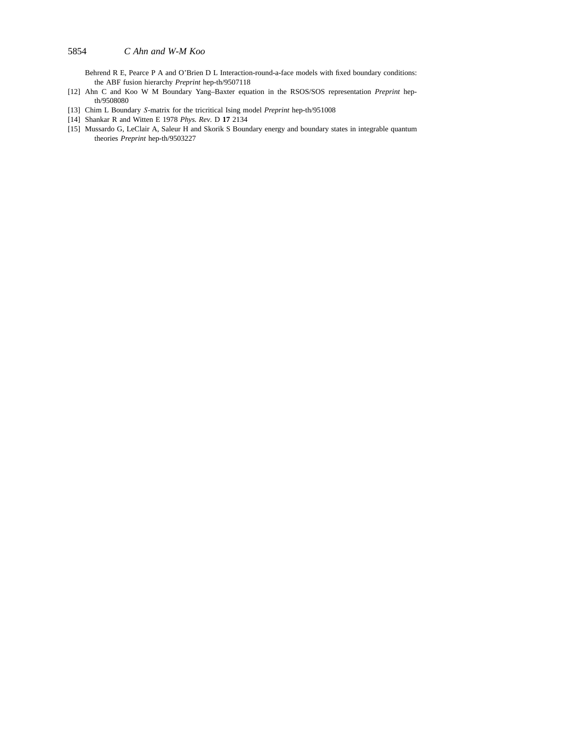Behrend R E, Pearce P A and O'Brien D L Interaction-round-a-face models with fixed boundary conditions: the ABF fusion hierarchy *Preprint* hep-th/9507118

[12] Ahn C and Koo W M Boundary Yang–Baxter equation in the RSOS/SOS representation *Preprint* hep-th/9508080

[13] Chim L Boundary *S*-matrix for the tricritical Ising model *Preprint* hep-th/951008

[14] Shankar R and Witten E 1978 *Phys. Rev.* D **17** 2134

[15] Mussardo G, LeClair A, Saleur H and Skorik S Boundary energy and boundary states in integrable quantum theories *Preprint* hep-th/9503227